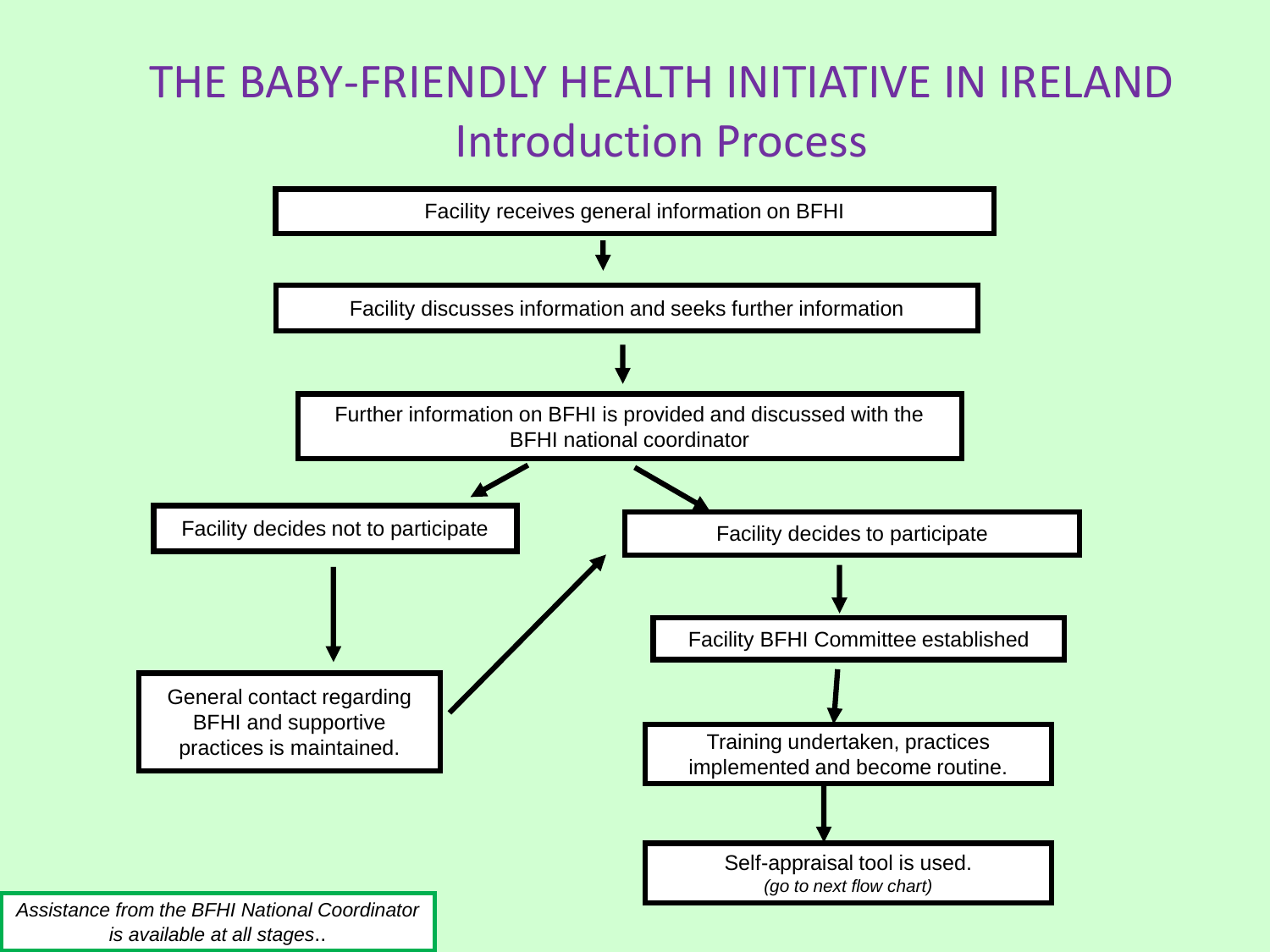# THE BABY-FRIENDLY HEALTH INITIATIVE IN IRELAND

## Introduction Process

Facility receives general information on BFHI

↓

Facility discusses information and seeks further information

↓

Further information on BFHI is provided and discussed with the BFHI national coordinator

↙ ↘

Facility decides not to participate

↓

General contact regarding BFHI and supportive practices is maintained.

↗ (to "Facility decides to participate")

Facility decides to participate

↓

Facility BFHI Committee established

↓

Training undertaken, practices implemented and become routine.

↓

Self-appraisal tool is used.
*(go to next flow chart)*

*Assistance from the BFHI National Coordinator is available at all stages..*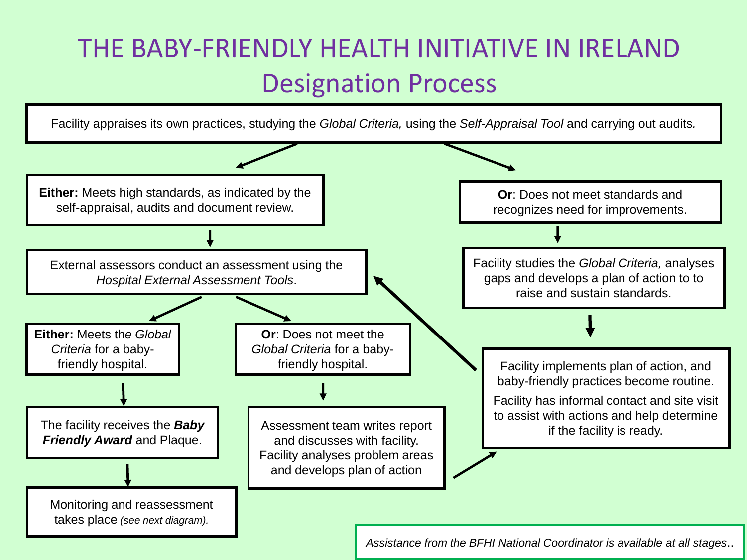# THE BABY-FRIENDLY HEALTH INITIATIVE IN IRELAND

## Designation Process

Facility appraises its own practices, studying the *Global Criteria,* using the *Self-Appraisal Tool* and carrying out audits.

**Either:** Meets high standards, as indicated by the self-appraisal, audits and document review.

External assessors conduct an assessment using the *Hospital External Assessment Tools*.

**Either:** Meets the *Global Criteria* for a baby-friendly hospital.

The facility receives the ***Baby Friendly Award*** and Plaque.

Monitoring and reassessment takes place *(see next diagram).*

**Or**: Does not meet the *Global Criteria* for a baby-friendly hospital.

Assessment team writes report and discusses with facility. Facility analyses problem areas and develops plan of action

**Or**: Does not meet standards and recognizes need for improvements.

Facility studies the *Global Criteria,* analyses gaps and develops a plan of action to to raise and sustain standards.

Facility implements plan of action, and baby-friendly practices become routine.

Facility has informal contact and site visit to assist with actions and help determine if the facility is ready.

*Assistance from the BFHI National Coordinator is available at all stages*..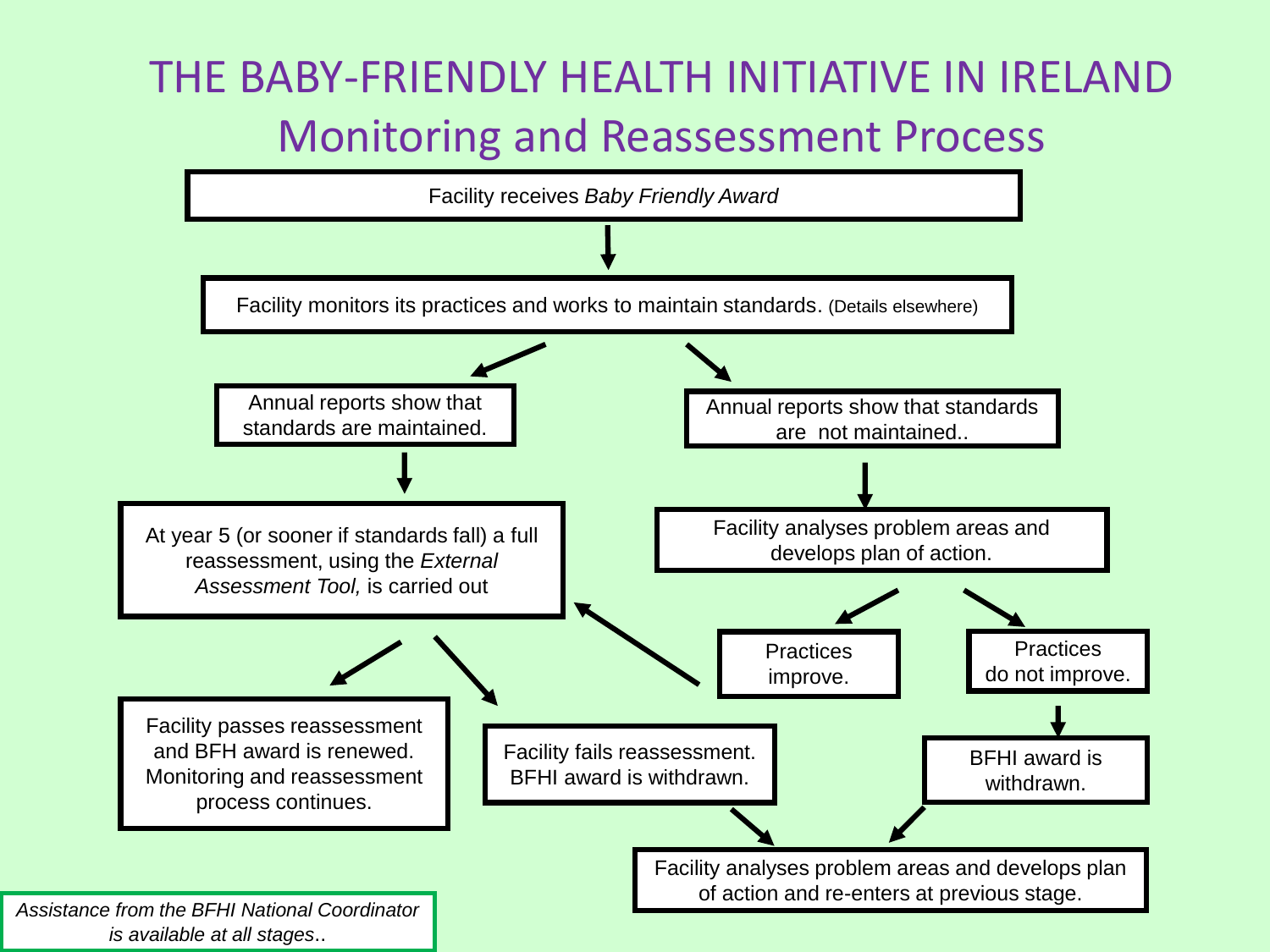# THE BABY-FRIENDLY HEALTH INITIATIVE IN IRELAND

## Monitoring and Reassessment Process

Facility receives *Baby Friendly Award*

Facility monitors its practices and works to maintain standards. (Details elsewhere)

Annual reports show that standards are maintained.

Annual reports show that standards are not maintained..

At year 5 (or sooner if standards fall) a full reassessment, using the *External Assessment Tool,* is carried out

Facility analyses problem areas and develops plan of action.

Practices improve.

Practices do not improve.

Facility passes reassessment and BFH award is renewed. Monitoring and reassessment process continues.

Facility fails reassessment. BFHI award is withdrawn.

BFHI award is withdrawn.

Facility analyses problem areas and develops plan of action and re-enters at previous stage.

*Assistance from the BFHI National Coordinator is available at all stages*..